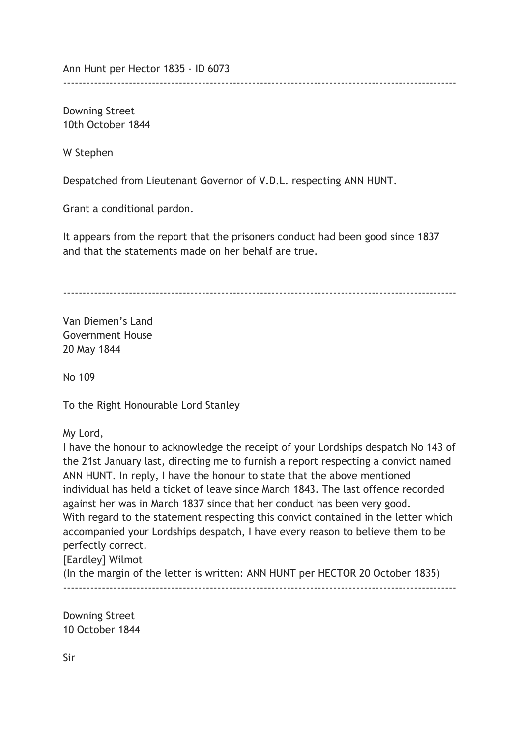Ann Hunt per Hector 1835 - ID 6073

---

Downing Street
10th October 1844

W Stephen

Despatched from Lieutenant Governor of V.D.L. respecting ANN HUNT.

Grant a conditional pardon.

It appears from the report that the prisoners conduct had been good since 1837 and that the statements made on her behalf are true.

---

Van Diemen's Land
Government House
20 May 1844

No 109

To the Right Honourable Lord Stanley

My Lord,
I have the honour to acknowledge the receipt of your Lordships despatch No 143 of the 21st January last, directing me to furnish a report respecting a convict named ANN HUNT. In reply, I have the honour to state that the above mentioned individual has held a ticket of leave since March 1843. The last offence recorded against her was in March 1837 since that her conduct has been very good.
With regard to the statement respecting this convict contained in the letter which accompanied your Lordships despatch, I have every reason to believe them to be perfectly correct.
[Eardley] Wilmot
(In the margin of the letter is written: ANN HUNT per HECTOR 20 October 1835)

---

Downing Street
10 October 1844

Sir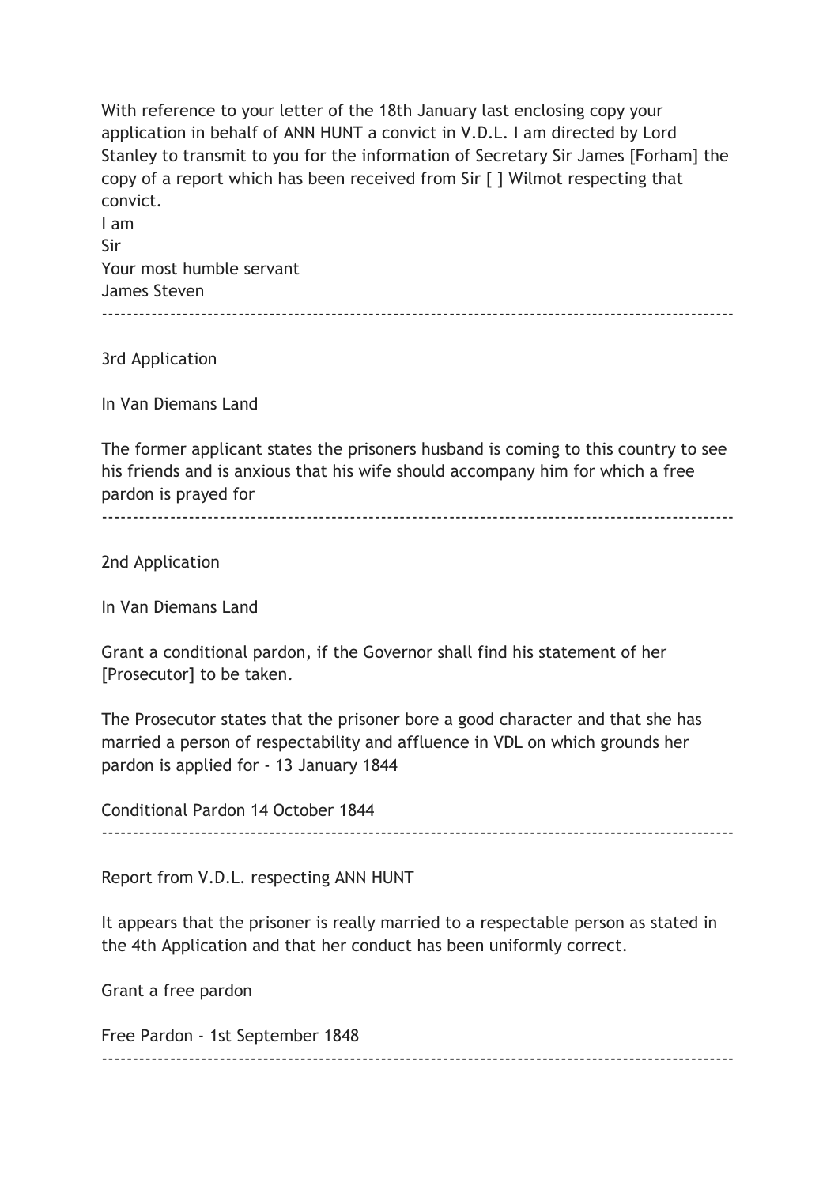With reference to your letter of the 18th January last enclosing copy your application in behalf of ANN HUNT a convict in V.D.L. I am directed by Lord Stanley to transmit to you for the information of Secretary Sir James [Forham] the copy of a report which has been received from Sir [ ] Wilmot respecting that convict.

I am

Sir

Your most humble servant

James Steven

---

3rd Application

In Van Diemans Land

The former applicant states the prisoners husband is coming to this country to see his friends and is anxious that his wife should accompany him for which a free pardon is prayed for

---

2nd Application

In Van Diemans Land

Grant a conditional pardon, if the Governor shall find his statement of her [Prosecutor] to be taken.

The Prosecutor states that the prisoner bore a good character and that she has married a person of respectability and affluence in VDL on which grounds her pardon is applied for - 13 January 1844

Conditional Pardon 14 October 1844

---

Report from V.D.L. respecting ANN HUNT

It appears that the prisoner is really married to a respectable person as stated in the 4th Application and that her conduct has been uniformly correct.

Grant a free pardon

Free Pardon - 1st September 1848

---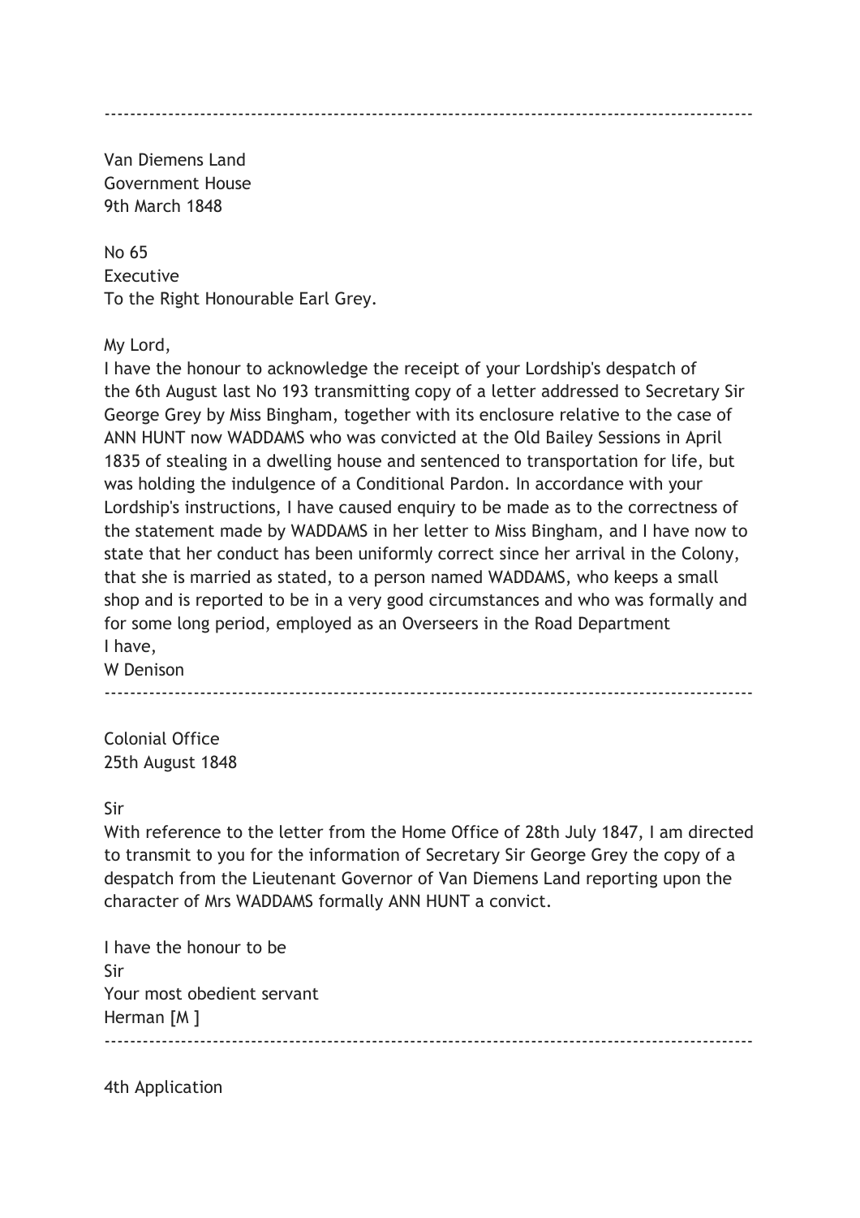---

Van Diemens Land
Government House
9th March 1848

No 65
Executive
To the Right Honourable Earl Grey.

My Lord,
I have the honour to acknowledge the receipt of your Lordship's despatch of the 6th August last No 193 transmitting copy of a letter addressed to Secretary Sir George Grey by Miss Bingham, together with its enclosure relative to the case of ANN HUNT now WADDAMS who was convicted at the Old Bailey Sessions in April 1835 of stealing in a dwelling house and sentenced to transportation for life, but was holding the indulgence of a Conditional Pardon. In accordance with your Lordship's instructions, I have caused enquiry to be made as to the correctness of the statement made by WADDAMS in her letter to Miss Bingham, and I have now to state that her conduct has been uniformly correct since her arrival in the Colony, that she is married as stated, to a person named WADDAMS, who keeps a small shop and is reported to be in a very good circumstances and who was formally and for some long period, employed as an Overseers in the Road Department
I have,
W Denison

---

Colonial Office
25th August 1848

Sir
With reference to the letter from the Home Office of 28th July 1847, I am directed to transmit to you for the information of Secretary Sir George Grey the copy of a despatch from the Lieutenant Governor of Van Diemens Land reporting upon the character of Mrs WADDAMS formally ANN HUNT a convict.

I have the honour to be
Sir
Your most obedient servant
Herman [M ]

---

4th Application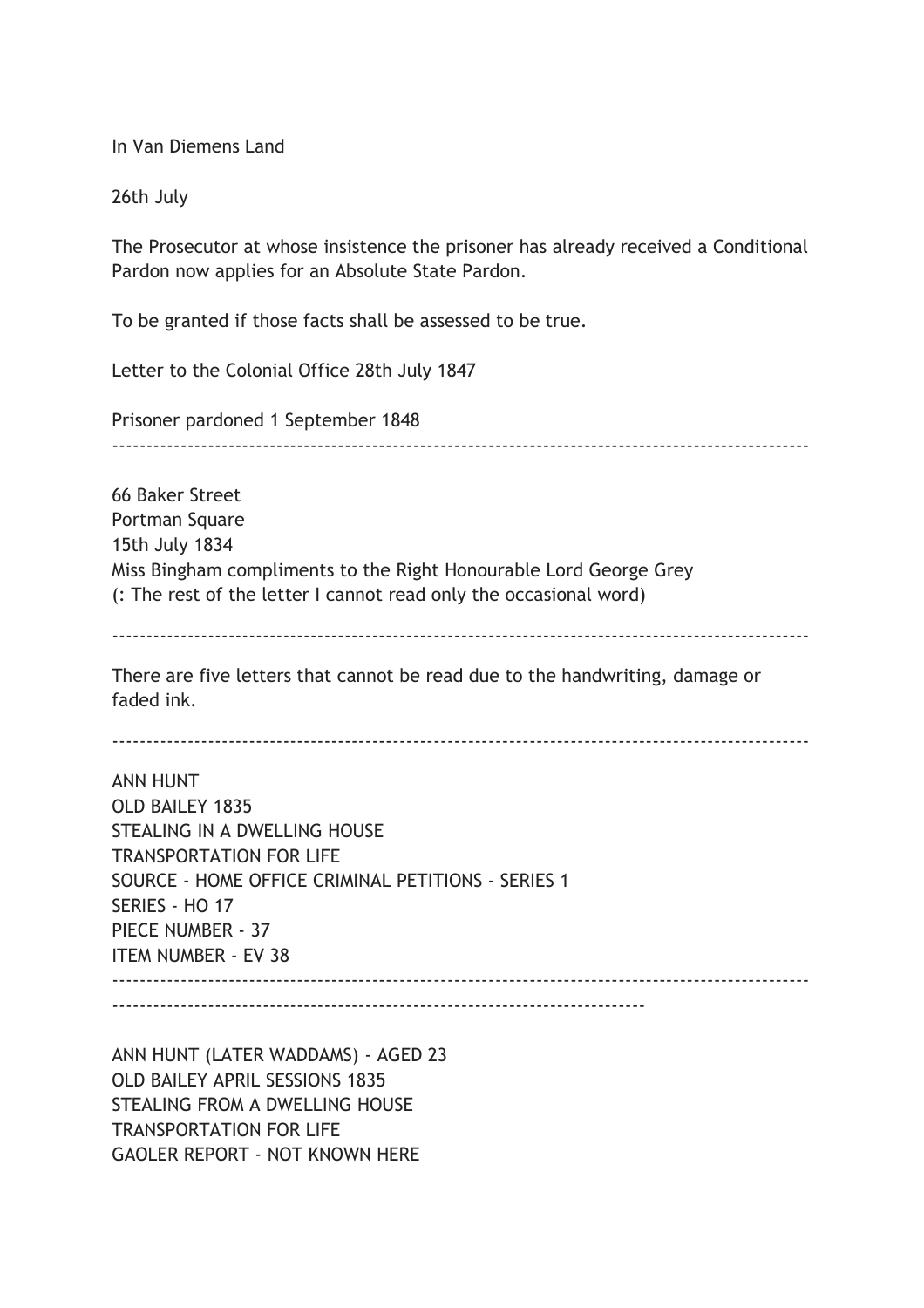In Van Diemens Land

26th July

The Prosecutor at whose insistence the prisoner has already received a Conditional Pardon now applies for an Absolute State Pardon.

To be granted if those facts shall be assessed to be true.

Letter to the Colonial Office 28th July 1847

Prisoner pardoned 1 September 1848

---

66 Baker Street
Portman Square
15th July 1834
Miss Bingham compliments to the Right Honourable Lord George Grey
(: The rest of the letter I cannot read only the occasional word)

---

There are five letters that cannot be read due to the handwriting, damage or faded ink.

---

ANN HUNT
OLD BAILEY 1835
STEALING IN A DWELLING HOUSE
TRANSPORTATION FOR LIFE
SOURCE - HOME OFFICE CRIMINAL PETITIONS - SERIES 1
SERIES - HO 17
PIECE NUMBER - 37
ITEM NUMBER - EV 38

---

---

ANN HUNT (LATER WADDAMS) - AGED 23
OLD BAILEY APRIL SESSIONS 1835
STEALING FROM A DWELLING HOUSE
TRANSPORTATION FOR LIFE
GAOLER REPORT - NOT KNOWN HERE